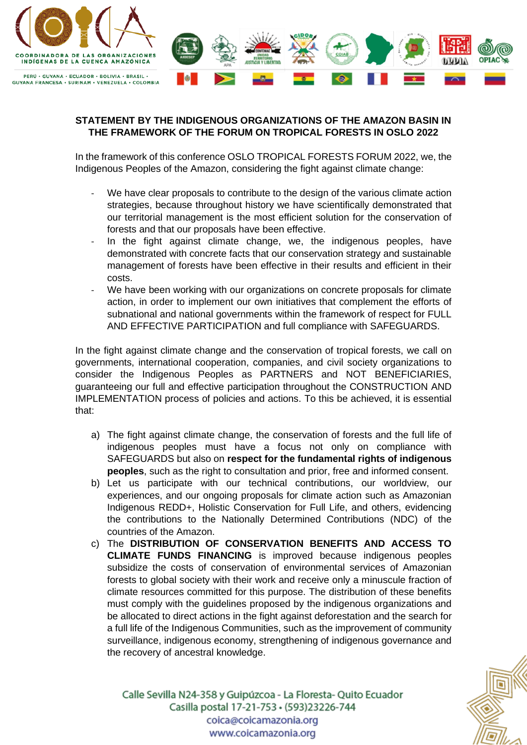## STATEMENT BY THE INDIGENOUS ORGANIZATIONS OF THE AMAZON BASIN IN THE FRAMEWORK OF THE FORUM ON TROPICAL FORESTS IN OSLO 2022

In the framework of this conference OSLO TROPICAL FORESTS FORUM 2022, we, the Indigenous Peoples of the Amazon, considering the fight against climate change:

- We have clear proposals to contribute to the design of the various climate action strategies, because throughout history we have scientifically demonstrated that our territorial management is the most efficient solution for the conservation of forests and that our proposals have been effective.
- In the fight against climate change, we, the indigenous peoples, have demonstrated with concrete facts that our conservation strategy and sustainable management of forests have been effective in their results and efficient in their costs.
- We have been working with our organizations on concrete proposals for climate action, in order to implement our own initiatives that complement the efforts of subnational and national governments within the framework of respect for FULL AND EFFECTIVE PARTICIPATION and full compliance with SAFEGUARDS.

In the fight against climate change and the conservation of tropical forests, we call on governments, international cooperation, companies, and civil society organizations to consider the Indigenous Peoples as PARTNERS and NOT BENEFICIARIES, guaranteeing our full and effective participation throughout the CONSTRUCTION AND IMPLEMENTATION process of policies and actions. To this be achieved, it is essential that:

a) The fight against climate change, the conservation of forests and the full life of indigenous peoples must have a focus not only on compliance with SAFEGUARDS but also on **respect for the fundamental rights of indigenous peoples**, such as the right to consultation and prior, free and informed consent.
b) Let us participate with our technical contributions, our worldview, our experiences, and our ongoing proposals for climate action such as Amazonian Indigenous REDD+, Holistic Conservation for Full Life, and others, evidencing the contributions to the Nationally Determined Contributions (NDC) of the countries of the Amazon.
c) The **DISTRIBUTION OF CONSERVATION BENEFITS AND ACCESS TO CLIMATE FUNDS FINANCING** is improved because indigenous peoples subsidize the costs of conservation of environmental services of Amazonian forests to global society with their work and receive only a minuscule fraction of climate resources committed for this purpose. The distribution of these benefits must comply with the guidelines proposed by the indigenous organizations and be allocated to direct actions in the fight against deforestation and the search for a full life of the Indigenous Communities, such as the improvement of community surveillance, indigenous economy, strengthening of indigenous governance and the recovery of ancestral knowledge.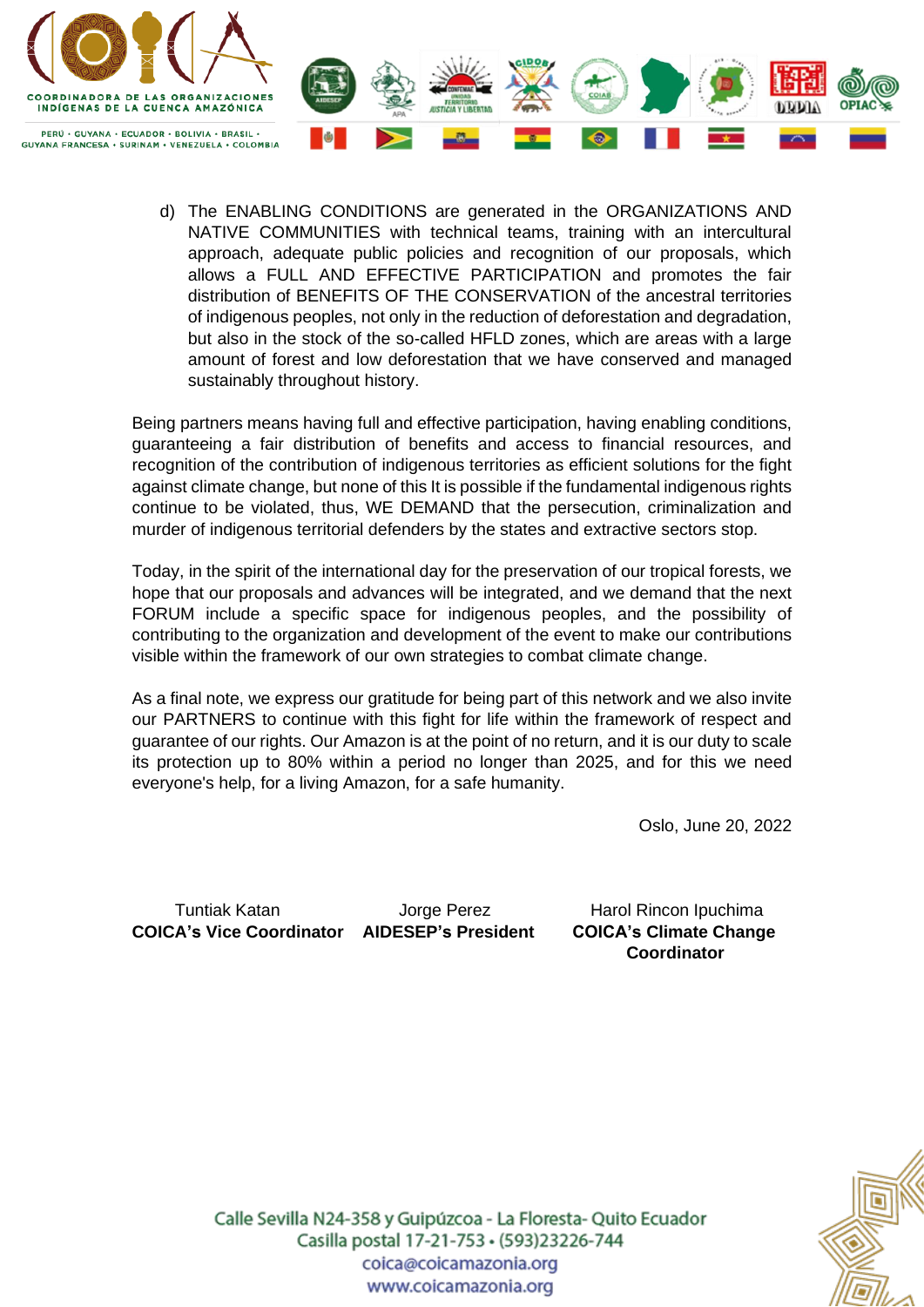d) The ENABLING CONDITIONS are generated in the ORGANIZATIONS AND NATIVE COMMUNITIES with technical teams, training with an intercultural approach, adequate public policies and recognition of our proposals, which allows a FULL AND EFFECTIVE PARTICIPATION and promotes the fair distribution of BENEFITS OF THE CONSERVATION of the ancestral territories of indigenous peoples, not only in the reduction of deforestation and degradation, but also in the stock of the so-called HFLD zones, which are areas with a large amount of forest and low deforestation that we have conserved and managed sustainably throughout history.

Being partners means having full and effective participation, having enabling conditions, guaranteeing a fair distribution of benefits and access to financial resources, and recognition of the contribution of indigenous territories as efficient solutions for the fight against climate change, but none of this It is possible if the fundamental indigenous rights continue to be violated, thus, WE DEMAND that the persecution, criminalization and murder of indigenous territorial defenders by the states and extractive sectors stop.

Today, in the spirit of the international day for the preservation of our tropical forests, we hope that our proposals and advances will be integrated, and we demand that the next FORUM include a specific space for indigenous peoples, and the possibility of contributing to the organization and development of the event to make our contributions visible within the framework of our own strategies to combat climate change.

As a final note, we express our gratitude for being part of this network and we also invite our PARTNERS to continue with this fight for life within the framework of respect and guarantee of our rights. Our Amazon is at the point of no return, and it is our duty to scale its protection up to 80% within a period no longer than 2025, and for this we need everyone's help, for a living Amazon, for a safe humanity.

Oslo, June 20, 2022

Tuntiak Katan
**COICA's Vice Coordinator**

Jorge Perez
**AIDESEP's President**

Harol Rincon Ipuchima
**COICA's Climate Change Coordinator**